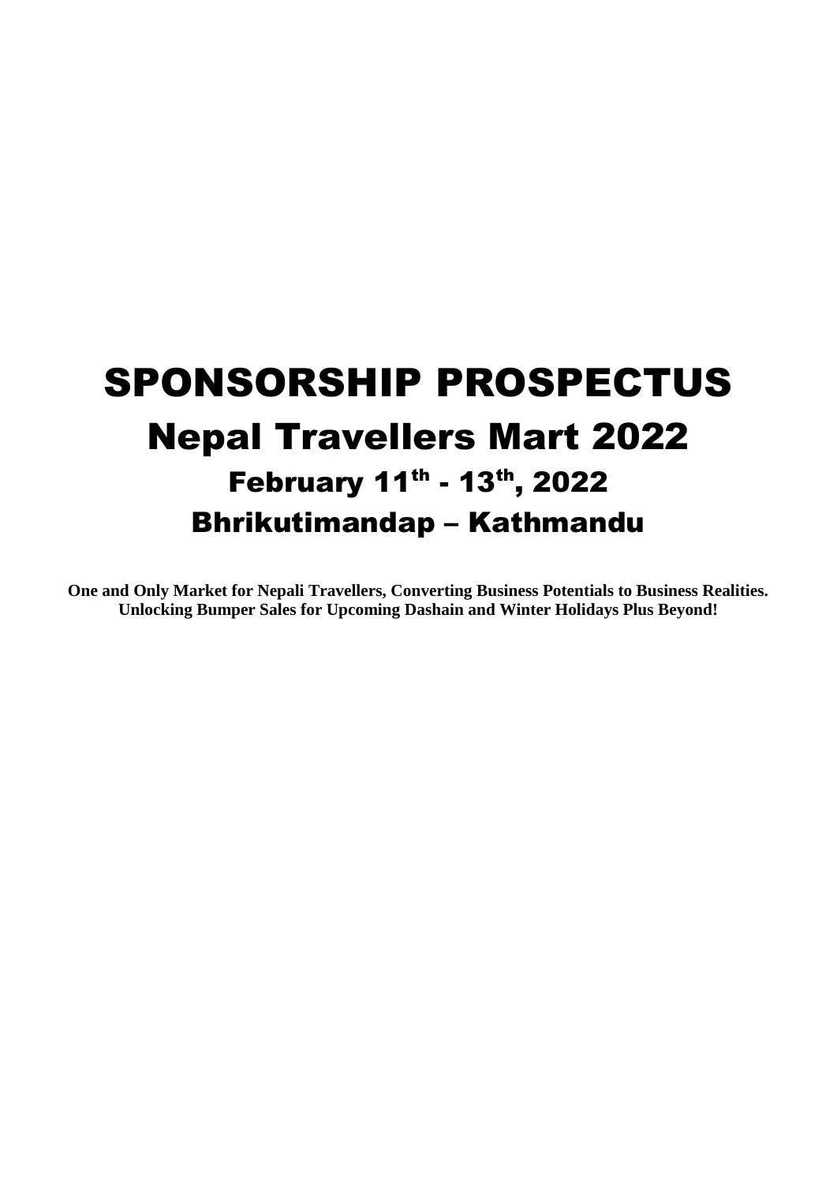# SPONSORSHIP PROSPECTUS

# Nepal Travellers Mart 2022

## February 11th - 13th, 2022

## Bhrikutimandap – Kathmandu

**One and Only Market for Nepali Travellers, Converting Business Potentials to Business Realities.**
**Unlocking Bumper Sales for Upcoming Dashain and Winter Holidays Plus Beyond!**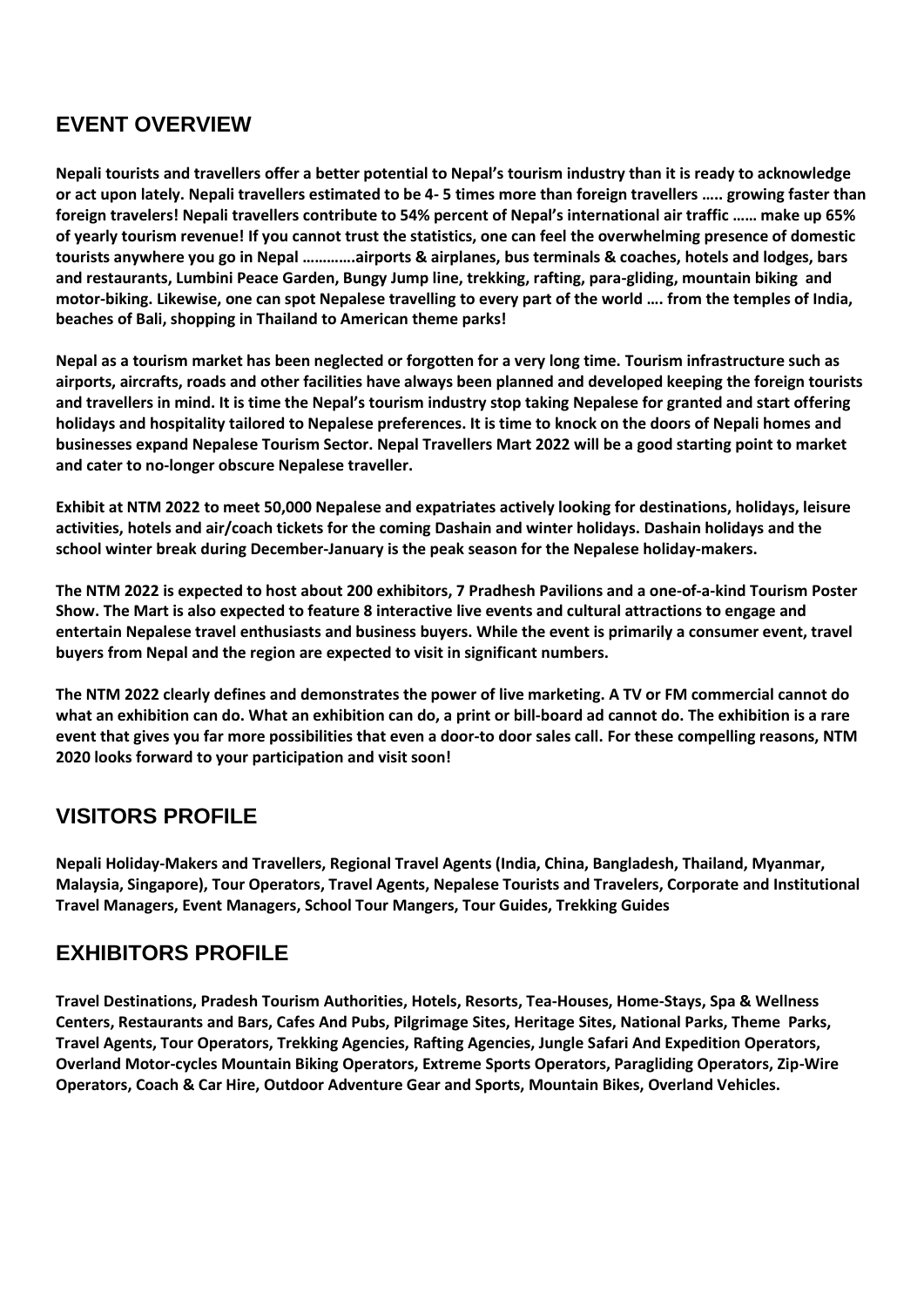## EVENT OVERVIEW

**Nepali tourists and travellers offer a better potential to Nepal's tourism industry than it is ready to acknowledge or act upon lately. Nepali travellers estimated to be 4- 5 times more than foreign travellers ….. growing faster than foreign travelers! Nepali travellers contribute to 54% percent of Nepal's international air traffic …… make up 65% of yearly tourism revenue! If you cannot trust the statistics, one can feel the overwhelming presence of domestic tourists anywhere you go in Nepal ………….airports & airplanes, bus terminals & coaches, hotels and lodges, bars and restaurants, Lumbini Peace Garden, Bungy Jump line, trekking, rafting, para-gliding, mountain biking and motor-biking. Likewise, one can spot Nepalese travelling to every part of the world …. from the temples of India, beaches of Bali, shopping in Thailand to American theme parks!**

**Nepal as a tourism market has been neglected or forgotten for a very long time. Tourism infrastructure such as airports, aircrafts, roads and other facilities have always been planned and developed keeping the foreign tourists and travellers in mind. It is time the Nepal's tourism industry stop taking Nepalese for granted and start offering holidays and hospitality tailored to Nepalese preferences. It is time to knock on the doors of Nepali homes and businesses expand Nepalese Tourism Sector. Nepal Travellers Mart 2022 will be a good starting point to market and cater to no-longer obscure Nepalese traveller.**

**Exhibit at NTM 2022 to meet 50,000 Nepalese and expatriates actively looking for destinations, holidays, leisure activities, hotels and air/coach tickets for the coming Dashain and winter holidays. Dashain holidays and the school winter break during December-January is the peak season for the Nepalese holiday-makers.**

**The NTM 2022 is expected to host about 200 exhibitors, 7 Pradhesh Pavilions and a one-of-a-kind Tourism Poster Show. The Mart is also expected to feature 8 interactive live events and cultural attractions to engage and entertain Nepalese travel enthusiasts and business buyers. While the event is primarily a consumer event, travel buyers from Nepal and the region are expected to visit in significant numbers.**

**The NTM 2022 clearly defines and demonstrates the power of live marketing. A TV or FM commercial cannot do what an exhibition can do. What an exhibition can do, a print or bill-board ad cannot do. The exhibition is a rare event that gives you far more possibilities that even a door-to door sales call. For these compelling reasons, NTM 2020 looks forward to your participation and visit soon!**

## VISITORS PROFILE

**Nepali Holiday-Makers and Travellers, Regional Travel Agents (India, China, Bangladesh, Thailand, Myanmar, Malaysia, Singapore), Tour Operators, Travel Agents, Nepalese Tourists and Travelers, Corporate and Institutional Travel Managers, Event Managers, School Tour Mangers, Tour Guides, Trekking Guides**

## EXHIBITORS PROFILE

**Travel Destinations, Pradesh Tourism Authorities, Hotels, Resorts, Tea-Houses, Home-Stays, Spa & Wellness Centers, Restaurants and Bars, Cafes And Pubs, Pilgrimage Sites, Heritage Sites, National Parks, Theme Parks, Travel Agents, Tour Operators, Trekking Agencies, Rafting Agencies, Jungle Safari And Expedition Operators, Overland Motor-cycles Mountain Biking Operators, Extreme Sports Operators, Paragliding Operators, Zip-Wire Operators, Coach & Car Hire, Outdoor Adventure Gear and Sports, Mountain Bikes, Overland Vehicles.**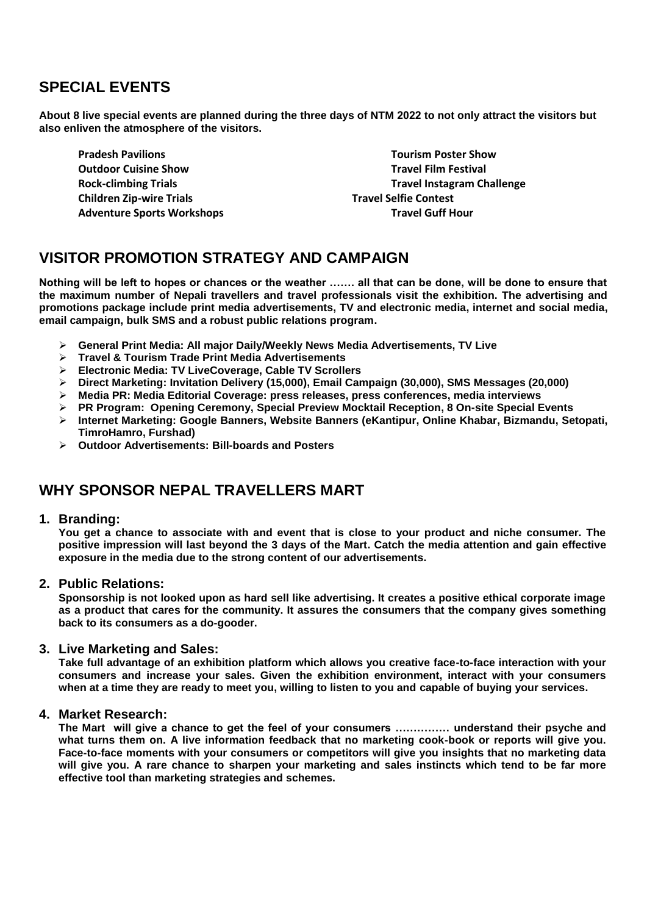## SPECIAL EVENTS

**About 8 live special events are planned during the three days of NTM 2022 to not only attract the visitors but also enliven the atmosphere of the visitors.**

- **Pradesh Pavilions**
- **Outdoor Cuisine Show**
- **Rock-climbing Trials**
- **Children Zip-wire Trials**
- **Adventure Sports Workshops**
- **Tourism Poster Show**
- **Travel Film Festival**
- **Travel Instagram Challenge**
- **Travel Selfie Contest**
- **Travel Guff Hour**

## VISITOR PROMOTION STRATEGY AND CAMPAIGN

**Nothing will be left to hopes or chances or the weather ……. all that can be done, will be done to ensure that the maximum number of Nepali travellers and travel professionals visit the exhibition. The advertising and promotions package include print media advertisements, TV and electronic media, internet and social media, email campaign, bulk SMS and a robust public relations program.**

- **General Print Media: All major Daily/Weekly News Media Advertisements, TV Live**
- **Travel & Tourism Trade Print Media Advertisements**
- **Electronic Media: TV LiveCoverage, Cable TV Scrollers**
- **Direct Marketing: Invitation Delivery (15,000), Email Campaign (30,000), SMS Messages (20,000)**
- **Media PR: Media Editorial Coverage: press releases, press conferences, media interviews**
- **PR Program: Opening Ceremony, Special Preview Mocktail Reception, 8 On-site Special Events**
- **Internet Marketing: Google Banners, Website Banners (eKantipur, Online Khabar, Bizmandu, Setopati, TimroHamro, Furshad)**
- **Outdoor Advertisements: Bill-boards and Posters**

## WHY SPONSOR NEPAL TRAVELLERS MART

### 1. Branding:

**You get a chance to associate with and event that is close to your product and niche consumer. The positive impression will last beyond the 3 days of the Mart. Catch the media attention and gain effective exposure in the media due to the strong content of our advertisements.**

### 2. Public Relations:

**Sponsorship is not looked upon as hard sell like advertising. It creates a positive ethical corporate image as a product that cares for the community. It assures the consumers that the company gives something back to its consumers as a do-gooder.**

### 3. Live Marketing and Sales:

**Take full advantage of an exhibition platform which allows you creative face-to-face interaction with your consumers and increase your sales. Given the exhibition environment, interact with your consumers when at a time they are ready to meet you, willing to listen to you and capable of buying your services.**

### 4. Market Research:

**The Mart will give a chance to get the feel of your consumers …………… understand their psyche and what turns them on. A live information feedback that no marketing cook-book or reports will give you. Face-to-face moments with your consumers or competitors will give you insights that no marketing data will give you. A rare chance to sharpen your marketing and sales instincts which tend to be far more effective tool than marketing strategies and schemes.**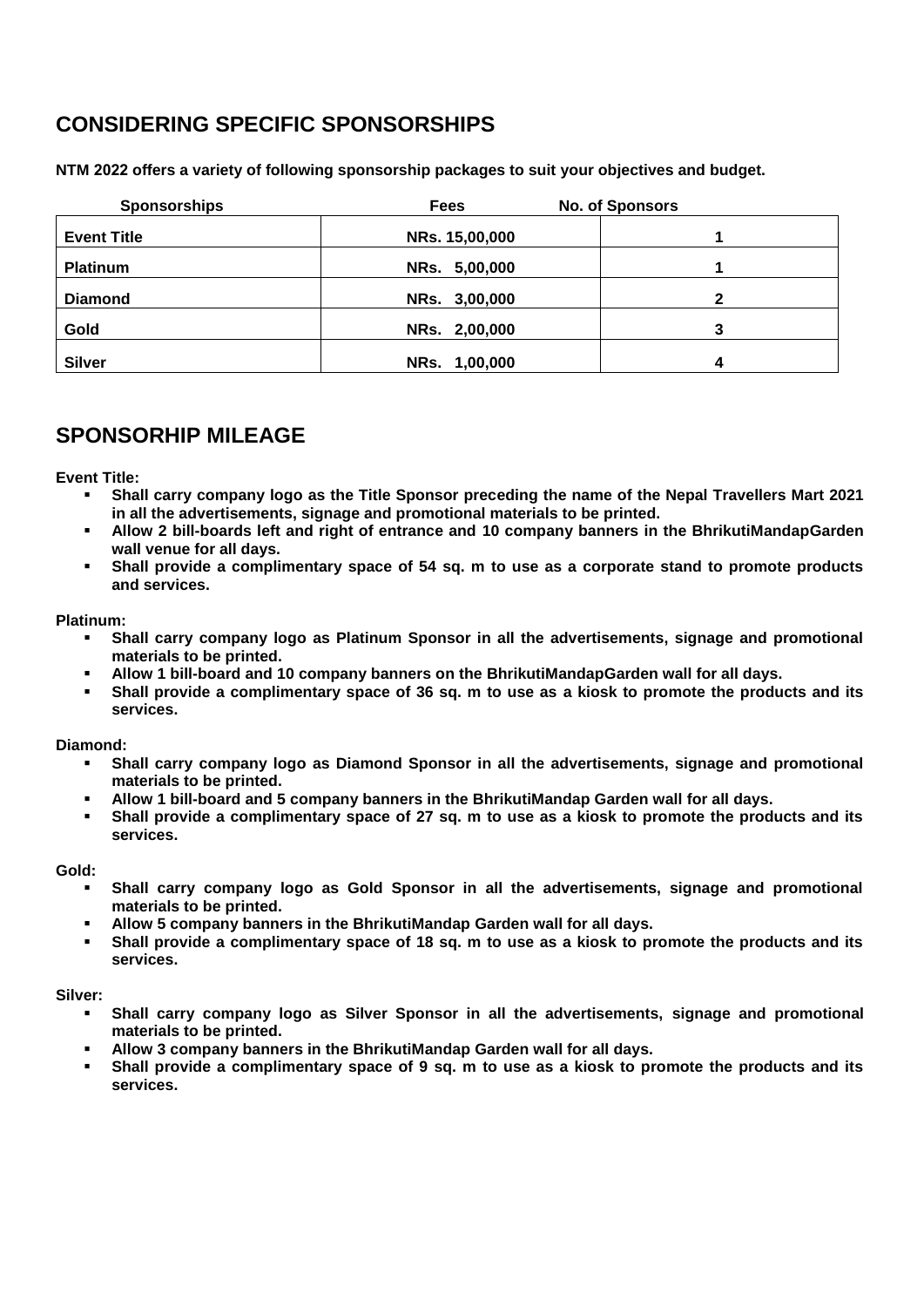## CONSIDERING SPECIFIC SPONSORSHIPS

**NTM 2022 offers a variety of following sponsorship packages to suit your objectives and budget.**

| Sponsorships | Fees | No. of Sponsors |
|---|---|---|
| **Event Title** | **NRs. 15,00,000** | **1** |
| **Platinum** | **NRs. 5,00,000** | **1** |
| **Diamond** | **NRs. 3,00,000** | **2** |
| **Gold** | **NRs. 2,00,000** | **3** |
| **Silver** | **NRs. 1,00,000** | **4** |

## SPONSORHIP MILEAGE

**Event Title:**

- **Shall carry company logo as the Title Sponsor preceding the name of the Nepal Travellers Mart 2021 in all the advertisements, signage and promotional materials to be printed.**
- **Allow 2 bill-boards left and right of entrance and 10 company banners in the BhrikutiMandapGarden wall venue for all days.**
- **Shall provide a complimentary space of 54 sq. m to use as a corporate stand to promote products and services.**

**Platinum:**

- **Shall carry company logo as Platinum Sponsor in all the advertisements, signage and promotional materials to be printed.**
- **Allow 1 bill-board and 10 company banners on the BhrikutiMandapGarden wall for all days.**
- **Shall provide a complimentary space of 36 sq. m to use as a kiosk to promote the products and its services.**

**Diamond:**

- **Shall carry company logo as Diamond Sponsor in all the advertisements, signage and promotional materials to be printed.**
- **Allow 1 bill-board and 5 company banners in the BhrikutiMandap Garden wall for all days.**
- **Shall provide a complimentary space of 27 sq. m to use as a kiosk to promote the products and its services.**

**Gold:**

- **Shall carry company logo as Gold Sponsor in all the advertisements, signage and promotional materials to be printed.**
- **Allow 5 company banners in the BhrikutiMandap Garden wall for all days.**
- **Shall provide a complimentary space of 18 sq. m to use as a kiosk to promote the products and its services.**

**Silver:**

- **Shall carry company logo as Silver Sponsor in all the advertisements, signage and promotional materials to be printed.**
- **Allow 3 company banners in the BhrikutiMandap Garden wall for all days.**
- **Shall provide a complimentary space of 9 sq. m to use as a kiosk to promote the products and its services.**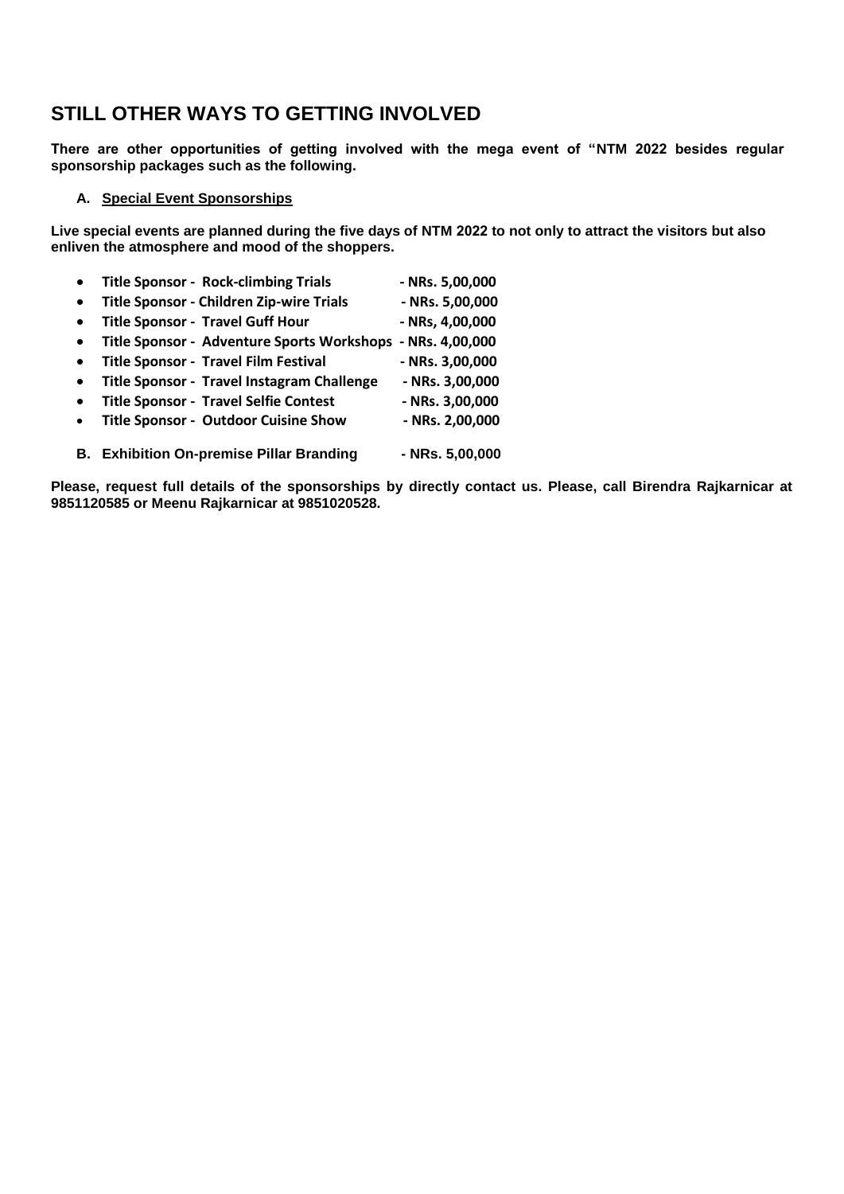## STILL OTHER WAYS TO GETTING INVOLVED

**There are other opportunities of getting involved with the mega event of "NTM 2022 besides regular sponsorship packages such as the following.**

**A. Special Event Sponsorships**

**Live special events are planned during the five days of NTM 2022 to not only to attract the visitors but also enliven the atmosphere and mood of the shoppers.**

- **Title Sponsor - Rock-climbing Trials - NRs. 5,00,000**
- **Title Sponsor - Children Zip-wire Trials - NRs. 5,00,000**
- **Title Sponsor - Travel Guff Hour - NRs, 4,00,000**
- **Title Sponsor - Adventure Sports Workshops - NRs. 4,00,000**
- **Title Sponsor - Travel Film Festival - NRs. 3,00,000**
- **Title Sponsor - Travel Instagram Challenge - NRs. 3,00,000**
- **Title Sponsor - Travel Selfie Contest - NRs. 3,00,000**
- **Title Sponsor - Outdoor Cuisine Show - NRs. 2,00,000**

**B. Exhibition On-premise Pillar Branding - NRs. 5,00,000**

**Please, request full details of the sponsorships by directly contact us. Please, call Birendra Rajkarnicar at 9851120585 or Meenu Rajkarnicar at 9851020528.**